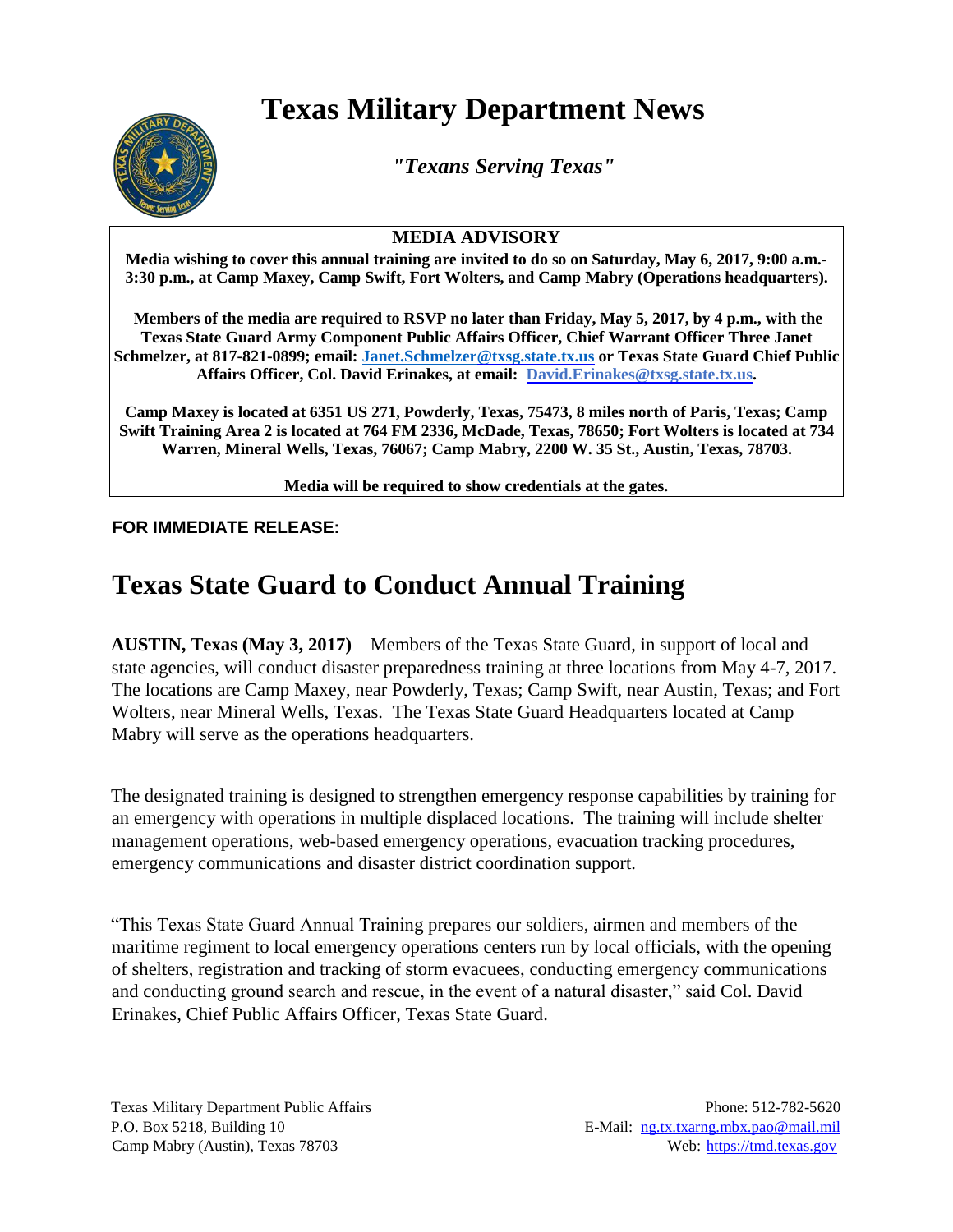# Texas Military Department News

*"Texans Serving Texas"*

**MEDIA ADVISORY**

**Media wishing to cover this annual training are invited to do so on Saturday, May 6, 2017, 9:00 a.m.-3:30 p.m., at Camp Maxey, Camp Swift, Fort Wolters, and Camp Mabry (Operations headquarters).**

**Members of the media are required to RSVP no later than Friday, May 5, 2017, by 4 p.m., with the Texas State Guard Army Component Public Affairs Officer, Chief Warrant Officer Three Janet Schmelzer, at 817-821-0899; email: Janet.Schmelzer@txsg.state.tx.us or Texas State Guard Chief Public Affairs Officer, Col. David Erinakes, at email: David.Erinakes@txsg.state.tx.us.**

**Camp Maxey is located at 6351 US 271, Powderly, Texas, 75473, 8 miles north of Paris, Texas; Camp Swift Training Area 2 is located at 764 FM 2336, McDade, Texas, 78650; Fort Wolters is located at 734 Warren, Mineral Wells, Texas, 76067; Camp Mabry, 2200 W. 35 St., Austin, Texas, 78703.**

**Media will be required to show credentials at the gates.**

**FOR IMMEDIATE RELEASE:**

## Texas State Guard to Conduct Annual Training

**AUSTIN, Texas (May 3, 2017)** – Members of the Texas State Guard, in support of local and state agencies, will conduct disaster preparedness training at three locations from May 4-7, 2017. The locations are Camp Maxey, near Powderly, Texas; Camp Swift, near Austin, Texas; and Fort Wolters, near Mineral Wells, Texas. The Texas State Guard Headquarters located at Camp Mabry will serve as the operations headquarters.

The designated training is designed to strengthen emergency response capabilities by training for an emergency with operations in multiple displaced locations. The training will include shelter management operations, web-based emergency operations, evacuation tracking procedures, emergency communications and disaster district coordination support.

"This Texas State Guard Annual Training prepares our soldiers, airmen and members of the maritime regiment to local emergency operations centers run by local officials, with the opening of shelters, registration and tracking of storm evacuees, conducting emergency communications and conducting ground search and rescue, in the event of a natural disaster," said Col. David Erinakes, Chief Public Affairs Officer, Texas State Guard.

Texas Military Department Public Affairs
P.O. Box 5218, Building 10
Camp Mabry (Austin), Texas 78703

Phone: 512-782-5620
E-Mail: ng.tx.txarng.mbx.pao@mail.mil
Web: https://tmd.texas.gov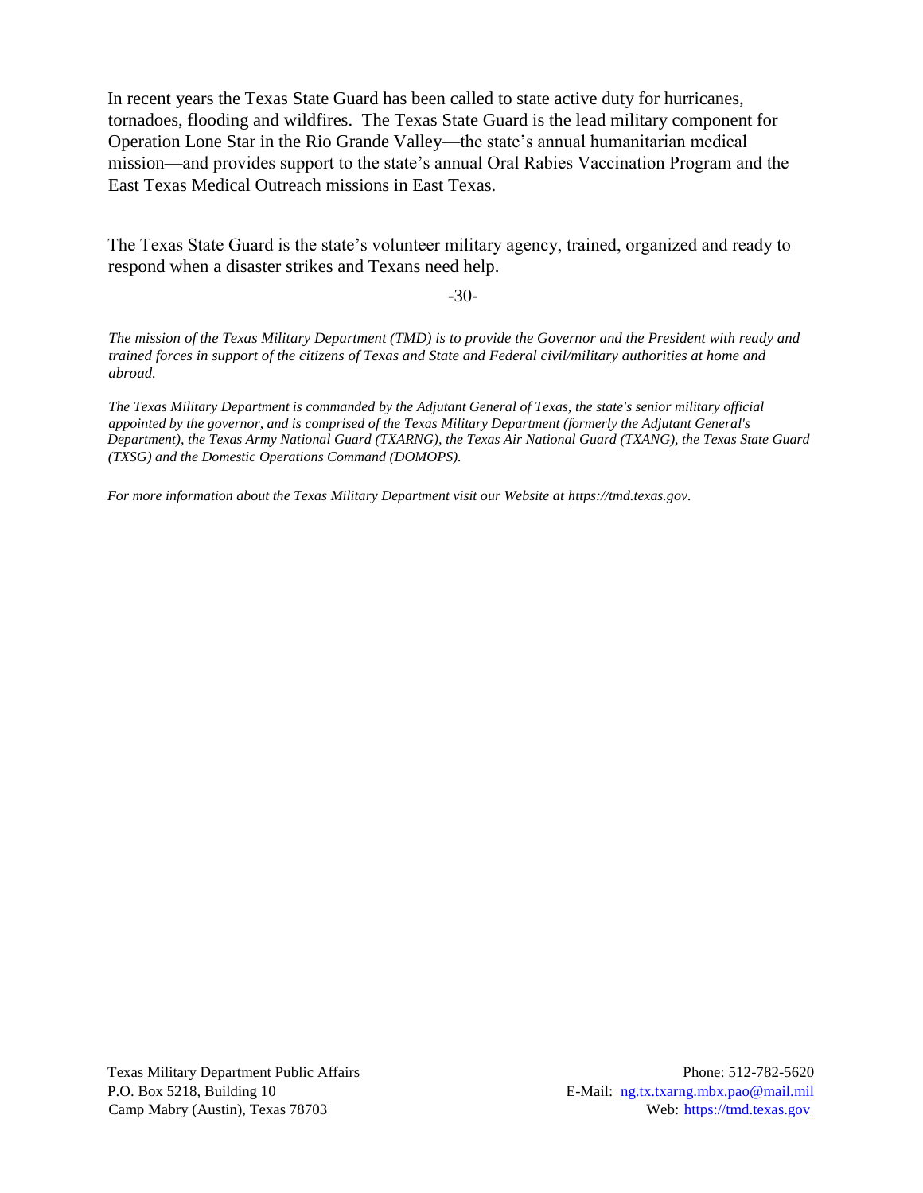In recent years the Texas State Guard has been called to state active duty for hurricanes, tornadoes, flooding and wildfires. The Texas State Guard is the lead military component for Operation Lone Star in the Rio Grande Valley—the state's annual humanitarian medical mission—and provides support to the state's annual Oral Rabies Vaccination Program and the East Texas Medical Outreach missions in East Texas.

The Texas State Guard is the state's volunteer military agency, trained, organized and ready to respond when a disaster strikes and Texans need help.

-30-

*The mission of the Texas Military Department (TMD) is to provide the Governor and the President with ready and trained forces in support of the citizens of Texas and State and Federal civil/military authorities at home and abroad.*

*The Texas Military Department is commanded by the Adjutant General of Texas, the state's senior military official appointed by the governor, and is comprised of the Texas Military Department (formerly the Adjutant General's Department), the Texas Army National Guard (TXARNG), the Texas Air National Guard (TXANG), the Texas State Guard (TXSG) and the Domestic Operations Command (DOMOPS).*

*For more information about the Texas Military Department visit our Website at https://tmd.texas.gov.*

Texas Military Department Public Affairs
P.O. Box 5218, Building 10
Camp Mabry (Austin), Texas 78703

Phone: 512-782-5620
E-Mail: ng.tx.txarng.mbx.pao@mail.mil
Web: https://tmd.texas.gov